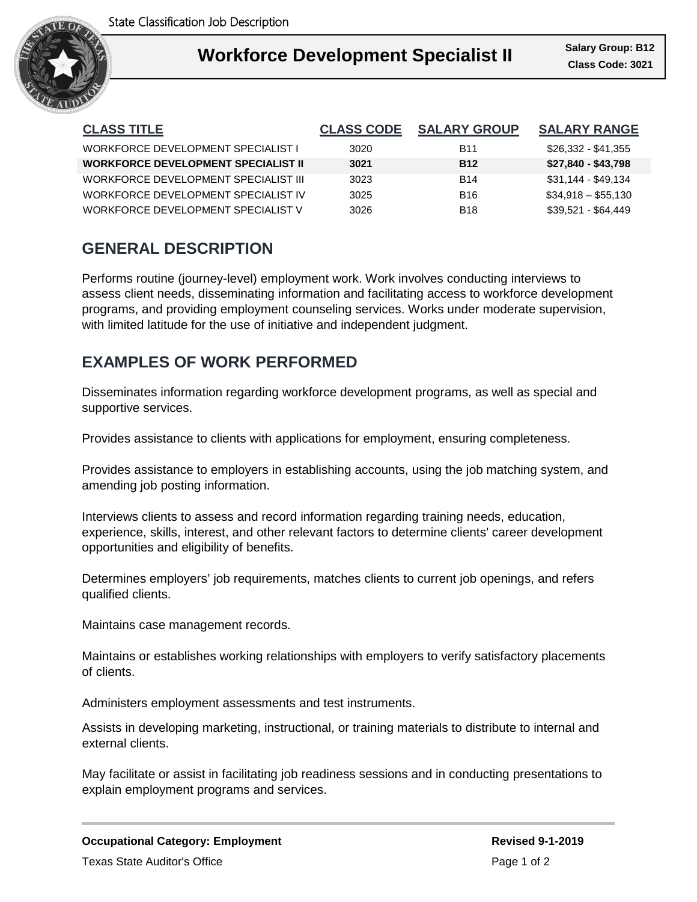State Classification Job Description

# Workforce Development Specialist II

**Salary Group: B12**
**Class Code: 3021**

| CLASS TITLE | CLASS CODE | SALARY GROUP | SALARY RANGE |
|---|---|---|---|
| WORKFORCE DEVELOPMENT SPECIALIST I | 3020 | B11 | $26,332 - $41,355 |
| **WORKFORCE DEVELOPMENT SPECIALIST II** | **3021** | **B12** | **$27,840 - $43,798** |
| WORKFORCE DEVELOPMENT SPECIALIST III | 3023 | B14 | $31,144 - $49,134 |
| WORKFORCE DEVELOPMENT SPECIALIST IV | 3025 | B16 | $34,918 – $55,130 |
| WORKFORCE DEVELOPMENT SPECIALIST V | 3026 | B18 | $39,521 - $64,449 |

## GENERAL DESCRIPTION

Performs routine (journey-level) employment work. Work involves conducting interviews to assess client needs, disseminating information and facilitating access to workforce development programs, and providing employment counseling services. Works under moderate supervision, with limited latitude for the use of initiative and independent judgment.

## EXAMPLES OF WORK PERFORMED

Disseminates information regarding workforce development programs, as well as special and supportive services.

Provides assistance to clients with applications for employment, ensuring completeness.

Provides assistance to employers in establishing accounts, using the job matching system, and amending job posting information.

Interviews clients to assess and record information regarding training needs, education, experience, skills, interest, and other relevant factors to determine clients' career development opportunities and eligibility of benefits.

Determines employers' job requirements, matches clients to current job openings, and refers qualified clients.

Maintains case management records.

Maintains or establishes working relationships with employers to verify satisfactory placements of clients.

Administers employment assessments and test instruments.

Assists in developing marketing, instructional, or training materials to distribute to internal and external clients.

May facilitate or assist in facilitating job readiness sessions and in conducting presentations to explain employment programs and services.

**Occupational Category: Employment**

**Revised 9-1-2019**

Texas State Auditor's Office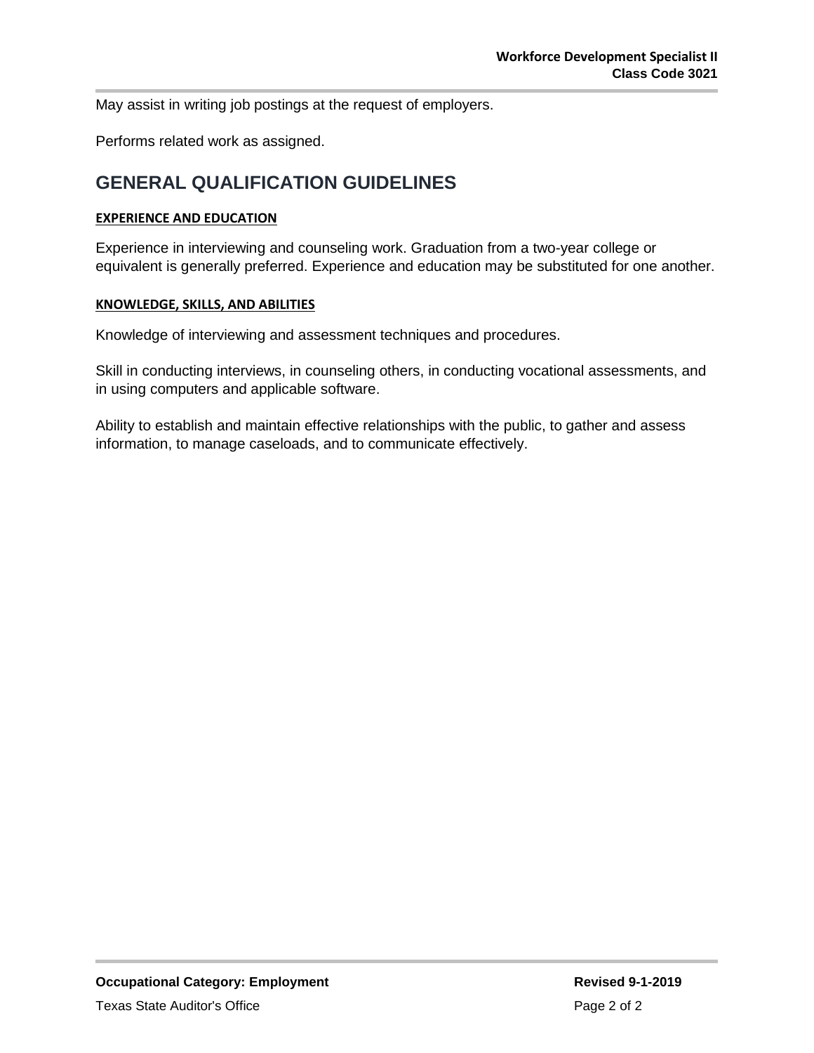May assist in writing job postings at the request of employers.

Performs related work as assigned.

## GENERAL QUALIFICATION GUIDELINES

### EXPERIENCE AND EDUCATION

Experience in interviewing and counseling work. Graduation from a two-year college or equivalent is generally preferred. Experience and education may be substituted for one another.

### KNOWLEDGE, SKILLS, AND ABILITIES

Knowledge of interviewing and assessment techniques and procedures.

Skill in conducting interviews, in counseling others, in conducting vocational assessments, and in using computers and applicable software.

Ability to establish and maintain effective relationships with the public, to gather and assess information, to manage caseloads, and to communicate effectively.